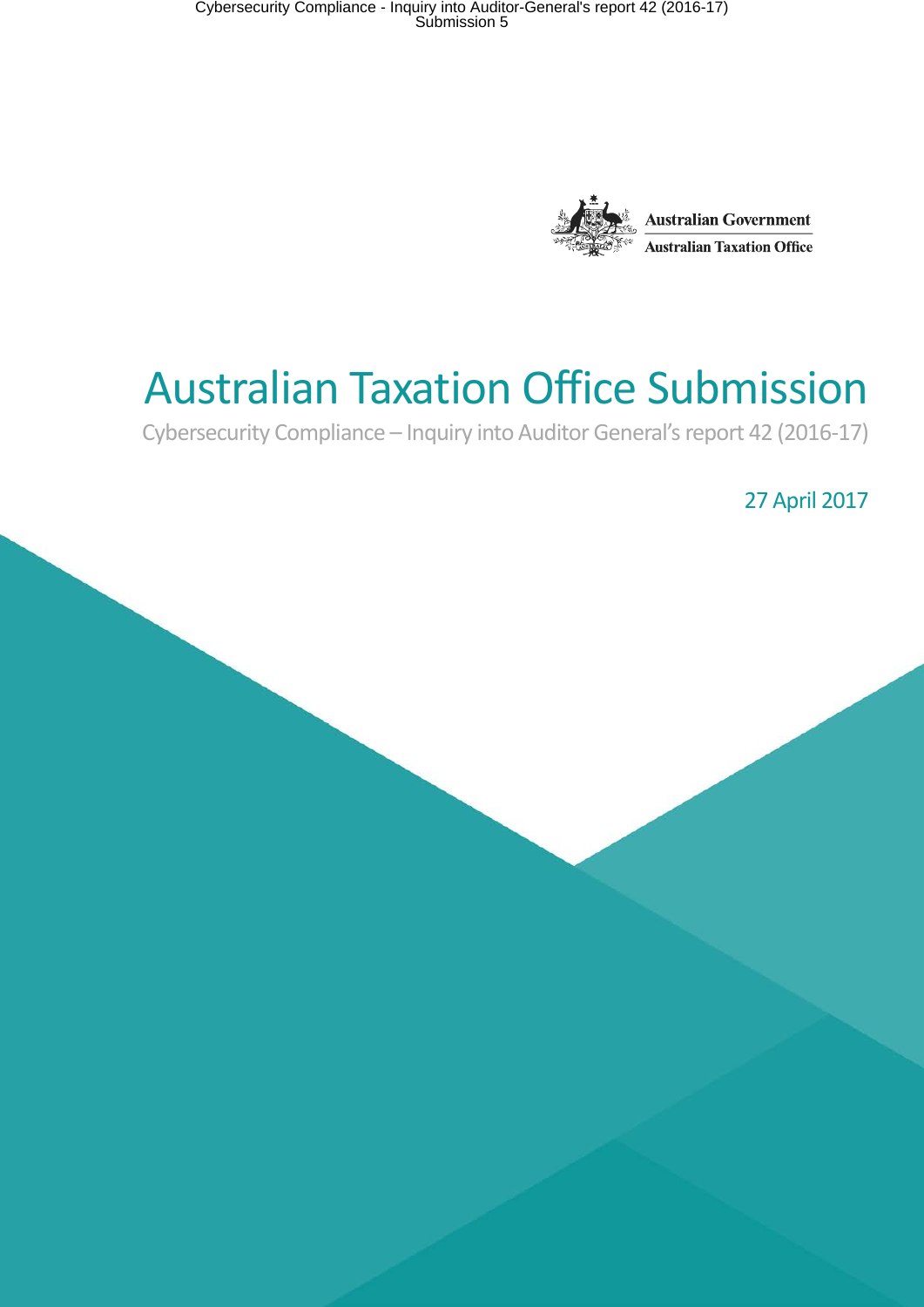Australian Government

Australian Taxation Office

# Australian Taxation Office Submission

Cybersecurity Compliance – Inquiry into Auditor General's report 42 (2016-17)

27 April 2017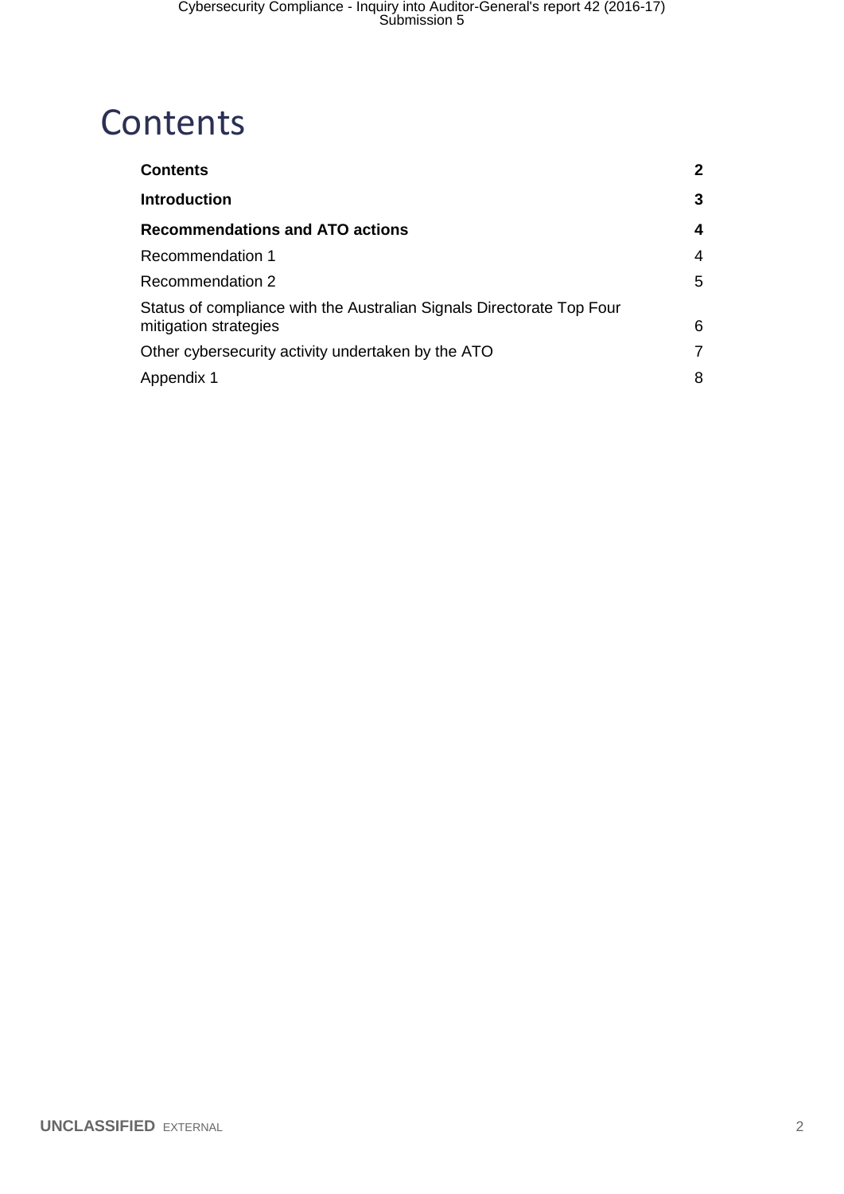# Contents

| | |
|---|---|
| **Contents** | **2** |
| **Introduction** | **3** |
| **Recommendations and ATO actions** | **4** |
| Recommendation 1 | 4 |
| Recommendation 2 | 5 |
| Status of compliance with the Australian Signals Directorate Top Four mitigation strategies | 6 |
| Other cybersecurity activity undertaken by the ATO | 7 |
| Appendix 1 | 8 |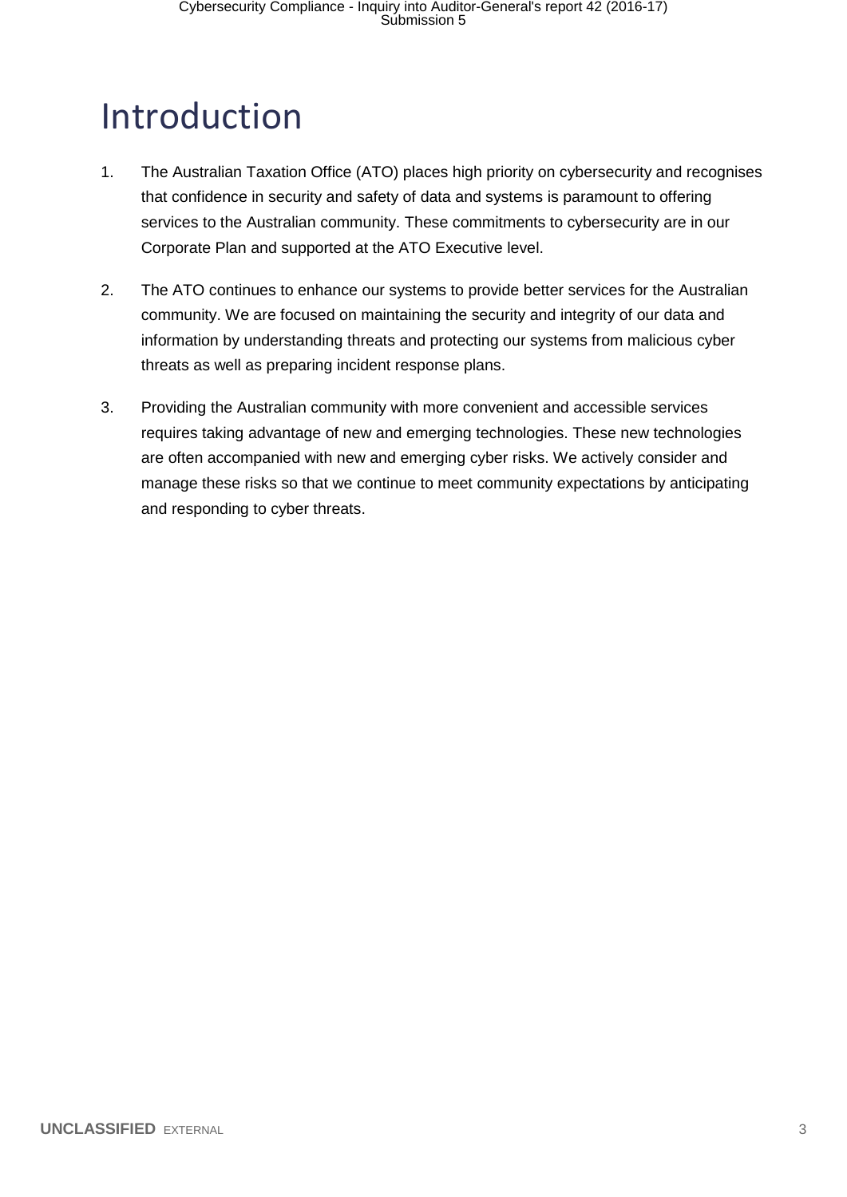# Introduction

1. The Australian Taxation Office (ATO) places high priority on cybersecurity and recognises that confidence in security and safety of data and systems is paramount to offering services to the Australian community. These commitments to cybersecurity are in our Corporate Plan and supported at the ATO Executive level.

2. The ATO continues to enhance our systems to provide better services for the Australian community. We are focused on maintaining the security and integrity of our data and information by understanding threats and protecting our systems from malicious cyber threats as well as preparing incident response plans.

3. Providing the Australian community with more convenient and accessible services requires taking advantage of new and emerging technologies. These new technologies are often accompanied with new and emerging cyber risks. We actively consider and manage these risks so that we continue to meet community expectations by anticipating and responding to cyber threats.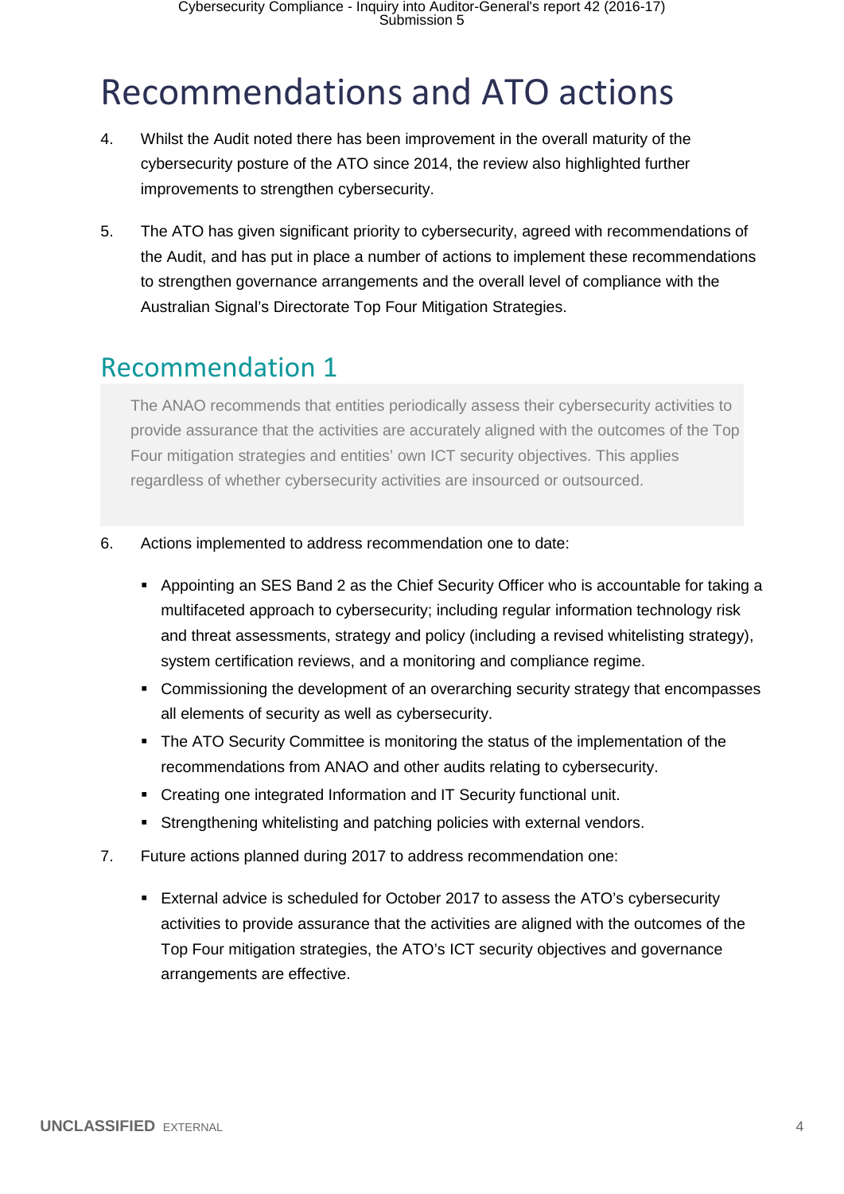# Recommendations and ATO actions

4. Whilst the Audit noted there has been improvement in the overall maturity of the cybersecurity posture of the ATO since 2014, the review also highlighted further improvements to strengthen cybersecurity.

5. The ATO has given significant priority to cybersecurity, agreed with recommendations of the Audit, and has put in place a number of actions to implement these recommendations to strengthen governance arrangements and the overall level of compliance with the Australian Signal's Directorate Top Four Mitigation Strategies.

## Recommendation 1

> The ANAO recommends that entities periodically assess their cybersecurity activities to provide assurance that the activities are accurately aligned with the outcomes of the Top Four mitigation strategies and entities' own ICT security objectives. This applies regardless of whether cybersecurity activities are insourced or outsourced.

6. Actions implemented to address recommendation one to date:

   - Appointing an SES Band 2 as the Chief Security Officer who is accountable for taking a multifaceted approach to cybersecurity; including regular information technology risk and threat assessments, strategy and policy (including a revised whitelisting strategy), system certification reviews, and a monitoring and compliance regime.
   - Commissioning the development of an overarching security strategy that encompasses all elements of security as well as cybersecurity.
   - The ATO Security Committee is monitoring the status of the implementation of the recommendations from ANAO and other audits relating to cybersecurity.
   - Creating one integrated Information and IT Security functional unit.
   - Strengthening whitelisting and patching policies with external vendors.

7. Future actions planned during 2017 to address recommendation one:

   - External advice is scheduled for October 2017 to assess the ATO's cybersecurity activities to provide assurance that the activities are aligned with the outcomes of the Top Four mitigation strategies, the ATO's ICT security objectives and governance arrangements are effective.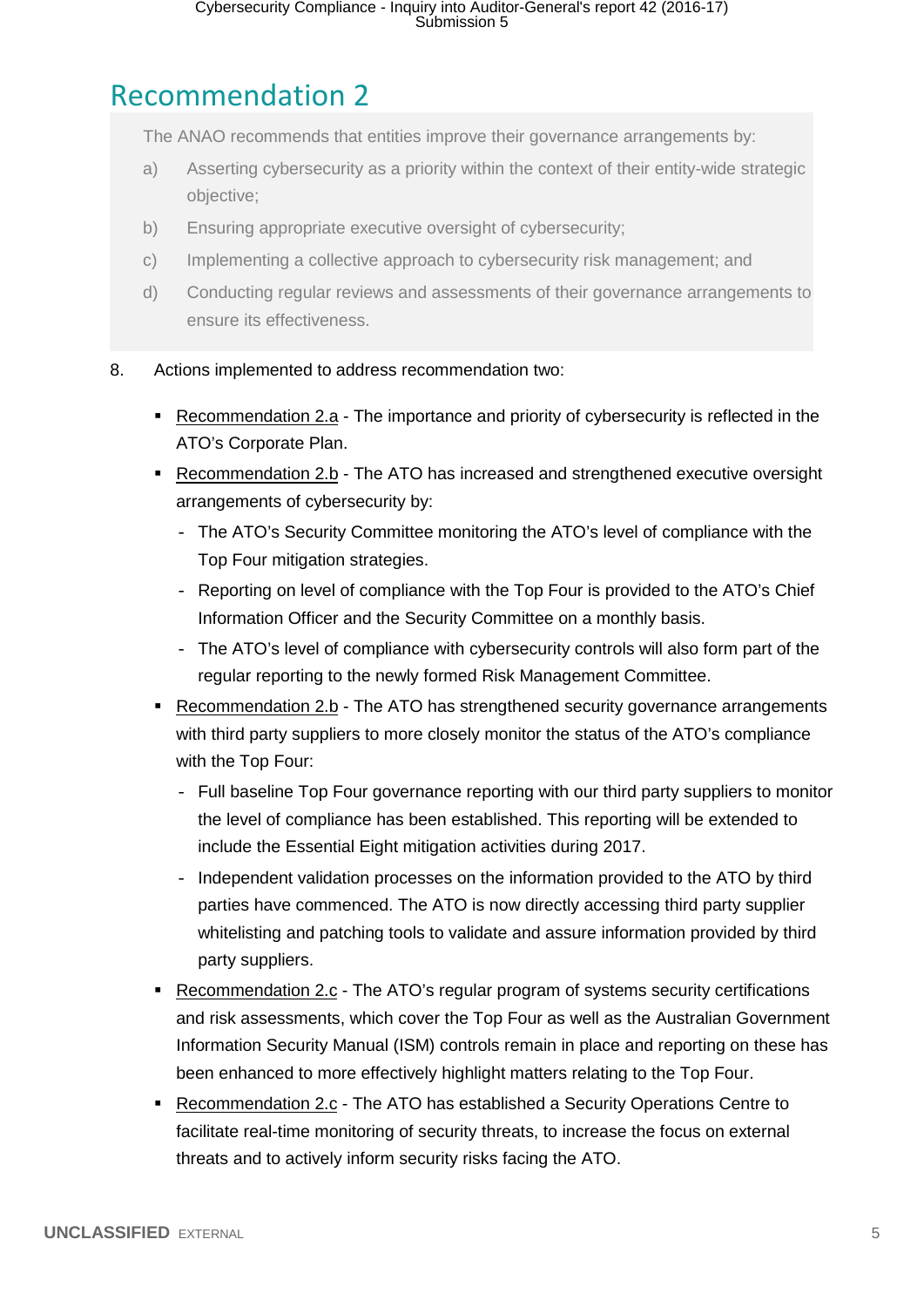## Recommendation 2

> The ANAO recommends that entities improve their governance arrangements by:
>
> a) Asserting cybersecurity as a priority within the context of their entity-wide strategic objective;
>
> b) Ensuring appropriate executive oversight of cybersecurity;
>
> c) Implementing a collective approach to cybersecurity risk management; and
>
> d) Conducting regular reviews and assessments of their governance arrangements to ensure its effectiveness.

8. Actions implemented to address recommendation two:

- Recommendation 2.a - The importance and priority of cybersecurity is reflected in the ATO's Corporate Plan.
- Recommendation 2.b - The ATO has increased and strengthened executive oversight arrangements of cybersecurity by:
  - The ATO's Security Committee monitoring the ATO's level of compliance with the Top Four mitigation strategies.
  - Reporting on level of compliance with the Top Four is provided to the ATO's Chief Information Officer and the Security Committee on a monthly basis.
  - The ATO's level of compliance with cybersecurity controls will also form part of the regular reporting to the newly formed Risk Management Committee.
- Recommendation 2.b - The ATO has strengthened security governance arrangements with third party suppliers to more closely monitor the status of the ATO's compliance with the Top Four:
  - Full baseline Top Four governance reporting with our third party suppliers to monitor the level of compliance has been established. This reporting will be extended to include the Essential Eight mitigation activities during 2017.
  - Independent validation processes on the information provided to the ATO by third parties have commenced. The ATO is now directly accessing third party supplier whitelisting and patching tools to validate and assure information provided by third party suppliers.
- Recommendation 2.c - The ATO's regular program of systems security certifications and risk assessments, which cover the Top Four as well as the Australian Government Information Security Manual (ISM) controls remain in place and reporting on these has been enhanced to more effectively highlight matters relating to the Top Four.
- Recommendation 2.c - The ATO has established a Security Operations Centre to facilitate real-time monitoring of security threats, to increase the focus on external threats and to actively inform security risks facing the ATO.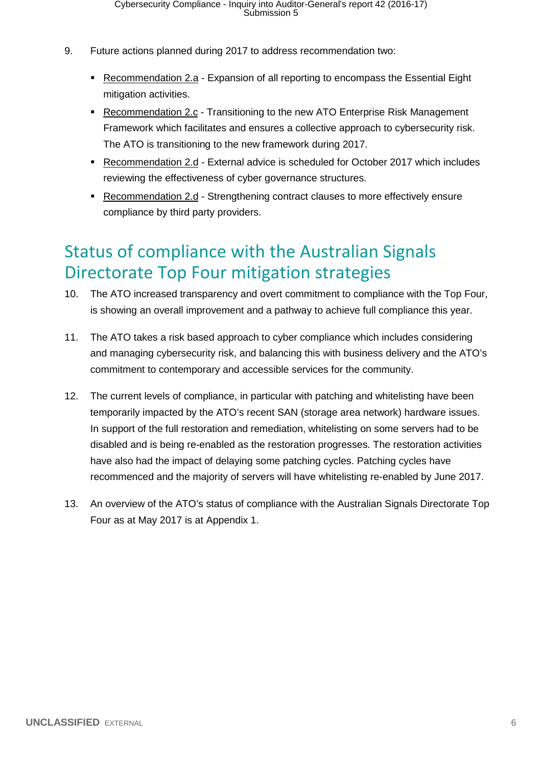9. Future actions planned during 2017 to address recommendation two:

   - Recommendation 2.a - Expansion of all reporting to encompass the Essential Eight mitigation activities.
   - Recommendation 2.c - Transitioning to the new ATO Enterprise Risk Management Framework which facilitates and ensures a collective approach to cybersecurity risk. The ATO is transitioning to the new framework during 2017.
   - Recommendation 2.d - External advice is scheduled for October 2017 which includes reviewing the effectiveness of cyber governance structures.
   - Recommendation 2.d - Strengthening contract clauses to more effectively ensure compliance by third party providers.

## Status of compliance with the Australian Signals Directorate Top Four mitigation strategies

10. The ATO increased transparency and overt commitment to compliance with the Top Four, is showing an overall improvement and a pathway to achieve full compliance this year.

11. The ATO takes a risk based approach to cyber compliance which includes considering and managing cybersecurity risk, and balancing this with business delivery and the ATO's commitment to contemporary and accessible services for the community.

12. The current levels of compliance, in particular with patching and whitelisting have been temporarily impacted by the ATO's recent SAN (storage area network) hardware issues. In support of the full restoration and remediation, whitelisting on some servers had to be disabled and is being re-enabled as the restoration progresses. The restoration activities have also had the impact of delaying some patching cycles. Patching cycles have recommenced and the majority of servers will have whitelisting re-enabled by June 2017.

13. An overview of the ATO's status of compliance with the Australian Signals Directorate Top Four as at May 2017 is at Appendix 1.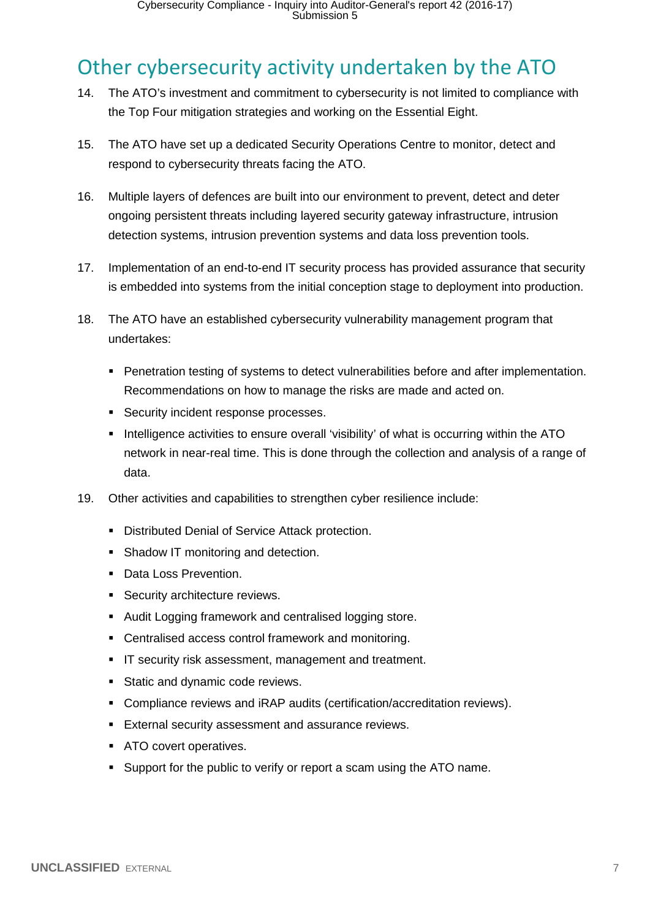## Other cybersecurity activity undertaken by the ATO

14. The ATO's investment and commitment to cybersecurity is not limited to compliance with the Top Four mitigation strategies and working on the Essential Eight.

15. The ATO have set up a dedicated Security Operations Centre to monitor, detect and respond to cybersecurity threats facing the ATO.

16. Multiple layers of defences are built into our environment to prevent, detect and deter ongoing persistent threats including layered security gateway infrastructure, intrusion detection systems, intrusion prevention systems and data loss prevention tools.

17. Implementation of an end-to-end IT security process has provided assurance that security is embedded into systems from the initial conception stage to deployment into production.

18. The ATO have an established cybersecurity vulnerability management program that undertakes:

    - Penetration testing of systems to detect vulnerabilities before and after implementation. Recommendations on how to manage the risks are made and acted on.
    - Security incident response processes.
    - Intelligence activities to ensure overall 'visibility' of what is occurring within the ATO network in near-real time. This is done through the collection and analysis of a range of data.

19. Other activities and capabilities to strengthen cyber resilience include:

    - Distributed Denial of Service Attack protection.
    - Shadow IT monitoring and detection.
    - Data Loss Prevention.
    - Security architecture reviews.
    - Audit Logging framework and centralised logging store.
    - Centralised access control framework and monitoring.
    - IT security risk assessment, management and treatment.
    - Static and dynamic code reviews.
    - Compliance reviews and iRAP audits (certification/accreditation reviews).
    - External security assessment and assurance reviews.
    - ATO covert operatives.
    - Support for the public to verify or report a scam using the ATO name.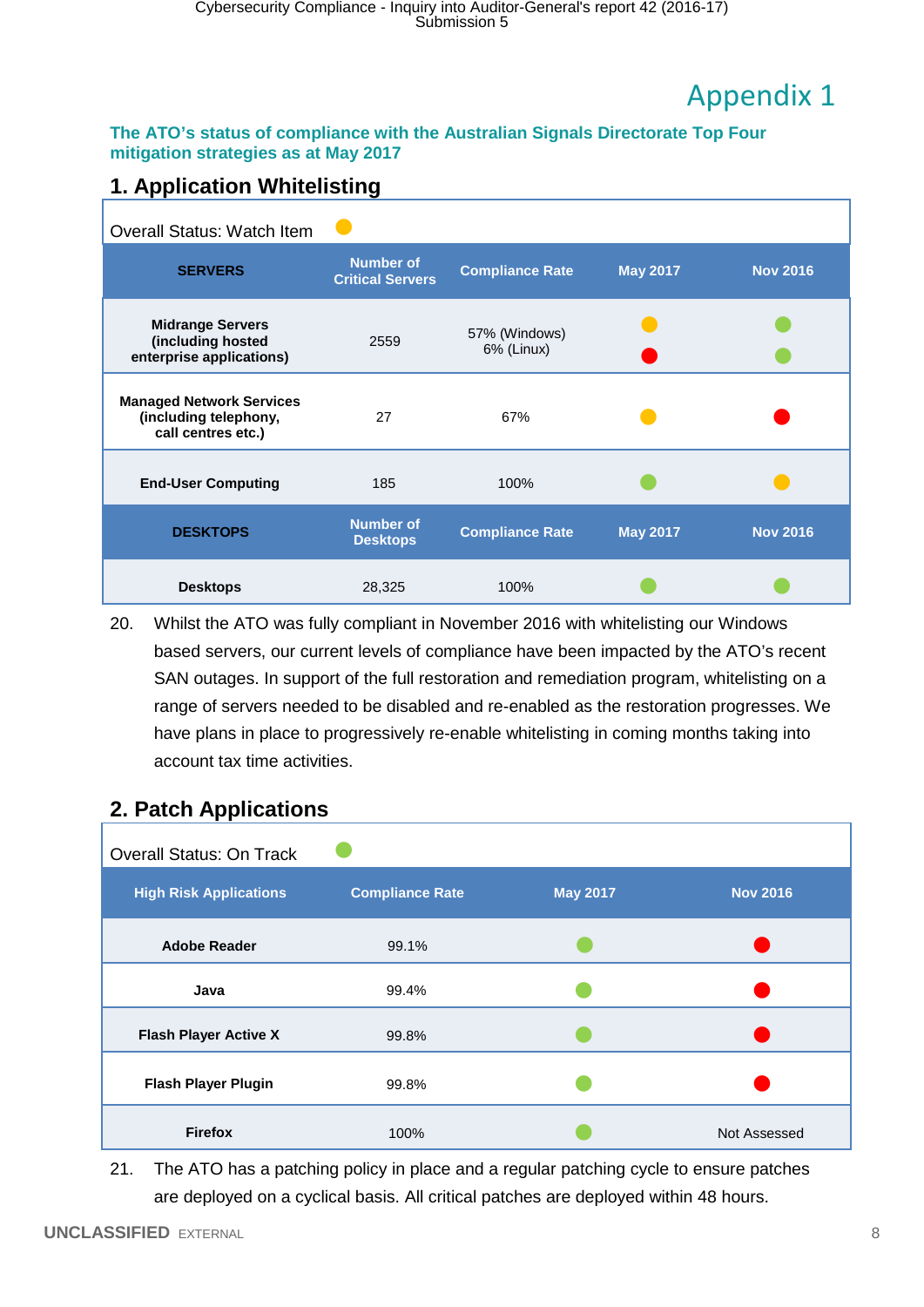# Appendix 1

**The ATO's status of compliance with the Australian Signals Directorate Top Four mitigation strategies as at May 2017**

## 1. Application Whitelisting

Overall Status: Watch Item 🟡

| SERVERS | Number of Critical Servers | Compliance Rate | May 2017 | Nov 2016 |
|---|---|---|---|---|
| **Midrange Servers (including hosted enterprise applications)** | 2559 | 57% (Windows)<br>6% (Linux) | 🟡<br>🔴 | 🟢<br>🟢 |
| **Managed Network Services (including telephony, call centres etc.)** | 27 | 67% | 🟡 | 🔴 |
| **End-User Computing** | 185 | 100% | 🟢 | 🟡 |
| **DESKTOPS** | **Number of Desktops** | **Compliance Rate** | **May 2017** | **Nov 2016** |
| **Desktops** | 28,325 | 100% | 🟢 | 🟢 |

20. Whilst the ATO was fully compliant in November 2016 with whitelisting our Windows based servers, our current levels of compliance have been impacted by the ATO's recent SAN outages. In support of the full restoration and remediation program, whitelisting on a range of servers needed to be disabled and re-enabled as the restoration progresses. We have plans in place to progressively re-enable whitelisting in coming months taking into account tax time activities.

## 2. Patch Applications

Overall Status: On Track 🟢

| High Risk Applications | Compliance Rate | May 2017 | Nov 2016 |
|---|---|---|---|
| **Adobe Reader** | 99.1% | 🟢 | 🔴 |
| **Java** | 99.4% | 🟢 | 🔴 |
| **Flash Player Active X** | 99.8% | 🟢 | 🔴 |
| **Flash Player Plugin** | 99.8% | 🟢 | 🔴 |
| **Firefox** | 100% | 🟢 | Not Assessed |

21. The ATO has a patching policy in place and a regular patching cycle to ensure patches are deployed on a cyclical basis. All critical patches are deployed within 48 hours.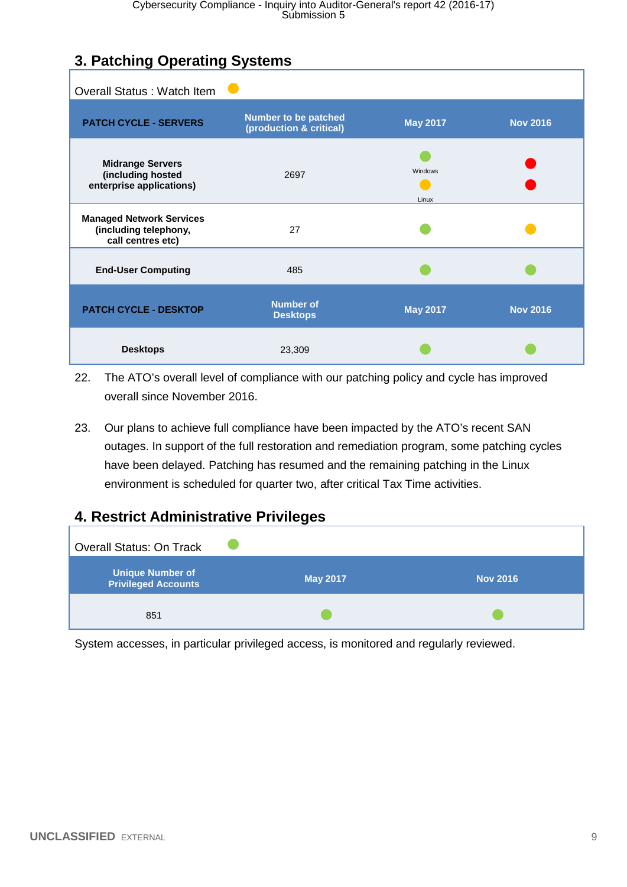## 3. Patching Operating Systems

Overall Status : Watch Item 🟡

| PATCH CYCLE - SERVERS | Number to be patched (production & critical) | May 2017 | Nov 2016 |
|---|---|---|---|
| Midrange Servers (including hosted enterprise applications) | 2697 | 🟢 Windows<br>🟡 Linux | 🔴<br>🔴 |
| Managed Network Services (including telephony, call centres etc) | 27 | 🟢 | 🟡 |
| End-User Computing | 485 | 🟢 | 🟢 |
| **PATCH CYCLE - DESKTOP** | **Number of Desktops** | **May 2017** | **Nov 2016** |
| Desktops | 23,309 | 🟢 | 🟢 |

22. The ATO's overall level of compliance with our patching policy and cycle has improved overall since November 2016.

23. Our plans to achieve full compliance have been impacted by the ATO's recent SAN outages. In support of the full restoration and remediation program, some patching cycles have been delayed. Patching has resumed and the remaining patching in the Linux environment is scheduled for quarter two, after critical Tax Time activities.

## 4. Restrict Administrative Privileges

Overall Status: On Track 🟢

| Unique Number of Privileged Accounts | May 2017 | Nov 2016 |
|---|---|---|
| 851 | 🟢 | 🟢 |

System accesses, in particular privileged access, is monitored and regularly reviewed.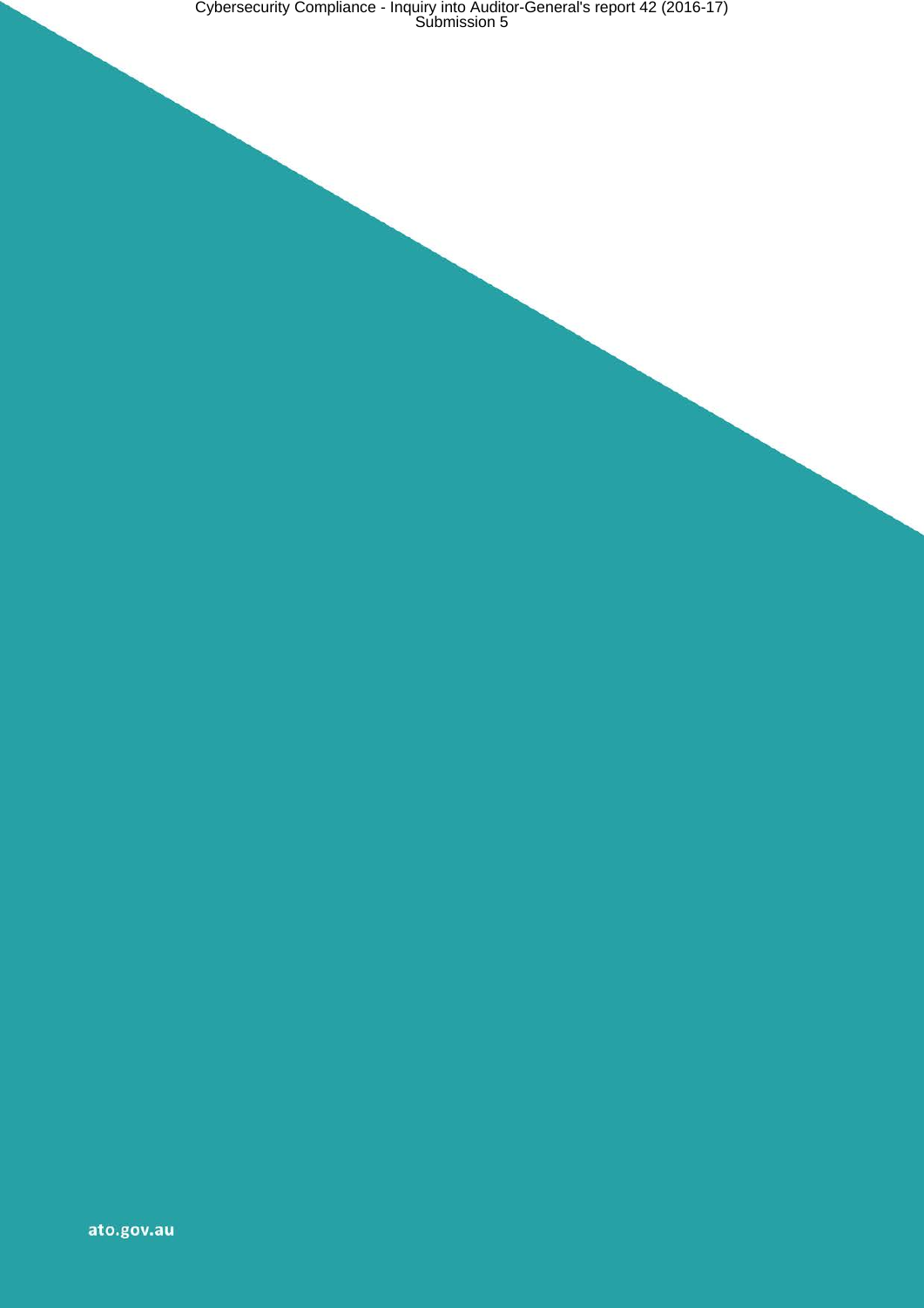ato.gov.au